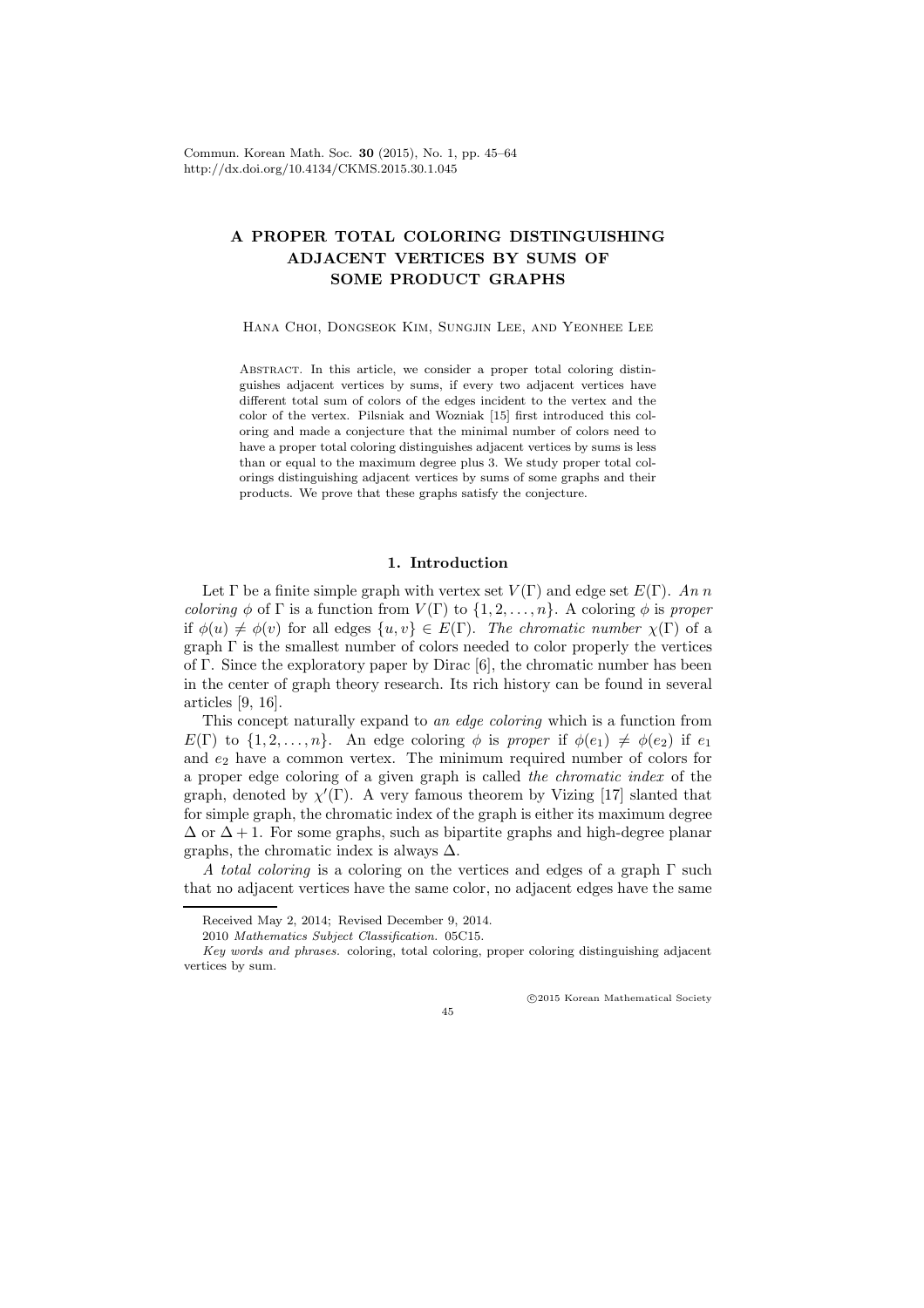# A PROPER TOTAL COLORING DISTINGUISHING ADJACENT VERTICES BY SUMS OF SOME PRODUCT GRAPHS

Hana Choi, Dongseok Kim, Sungjin Lee, and Yeonhee Lee

Abstract. In this article, we consider a proper total coloring distinguishes adjacent vertices by sums, if every two adjacent vertices have different total sum of colors of the edges incident to the vertex and the color of the vertex. Pilsniak and Wozniak [15] first introduced this coloring and made a conjecture that the minimal number of colors need to have a proper total coloring distinguishes adjacent vertices by sums is less than or equal to the maximum degree plus 3. We study proper total colorings distinguishing adjacent vertices by sums of some graphs and their products. We prove that these graphs satisfy the conjecture.

## 1. Introduction

Let $\Gamma$ be a finite simple graph with vertex set $V(\Gamma)$ and edge set $E(\Gamma)$. *An $n$ coloring $\phi$* of $\Gamma$ is a function from $V(\Gamma)$ to $\{1, 2, \ldots, n\}$. A coloring $\phi$ is *proper* if $\phi(u) \neq \phi(v)$ for all edges $\{u, v\} \in E(\Gamma)$. *The chromatic number $\chi(\Gamma)$* of a graph $\Gamma$ is the smallest number of colors needed to color properly the vertices of $\Gamma$. Since the exploratory paper by Dirac [6], the chromatic number has been in the center of graph theory research. Its rich history can be found in several articles [9, 16].

This concept naturally expand to *an edge coloring* which is a function from $E(\Gamma)$ to $\{1, 2, \ldots, n\}$. An edge coloring $\phi$ is *proper* if $\phi(e_1) \neq \phi(e_2)$ if $e_1$ and $e_2$ have a common vertex. The minimum required number of colors for a proper edge coloring of a given graph is called *the chromatic index* of the graph, denoted by $\chi'(\Gamma)$. A very famous theorem by Vizing [17] slanted that for simple graph, the chromatic index of the graph is either its maximum degree $\Delta$ or $\Delta + 1$. For some graphs, such as bipartite graphs and high-degree planar graphs, the chromatic index is always $\Delta$.

*A total coloring* is a coloring on the vertices and edges of a graph $\Gamma$ such that no adjacent vertices have the same color, no adjacent edges have the same

---

Received May 2, 2014; Revised December 9, 2014.

2010 *Mathematics Subject Classification.* 05C15.

*Key words and phrases.* coloring, total coloring, proper coloring distinguishing adjacent vertices by sum.

©2015 Korean Mathematical Society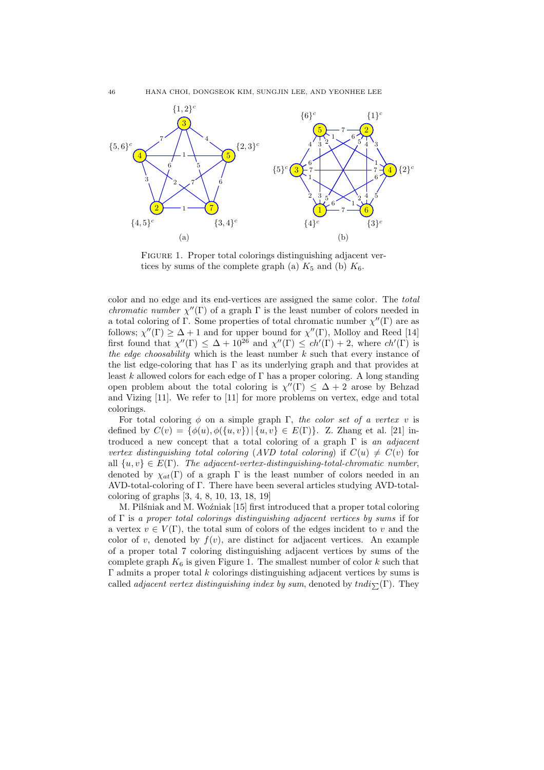FIGURE 1. Proper total colorings distinguishing adjacent vertices by sums of the complete graph (a) $K_5$ and (b) $K_6$.

color and no edge and its end-vertices are assigned the same color. The *total chromatic number* $\chi''(\Gamma)$ of a graph $\Gamma$ is the least number of colors needed in a total coloring of $\Gamma$. Some properties of total chromatic number $\chi''(\Gamma)$ are as follows; $\chi''(\Gamma) \geq \Delta + 1$ and for upper bound for $\chi''(\Gamma)$, Molloy and Reed [14] first found that $\chi''(\Gamma) \leq \Delta + 10^{26}$ and $\chi''(\Gamma) \leq ch'(\Gamma) + 2$, where $ch'(\Gamma)$ is *the edge choosability* which is the least number $k$ such that every instance of the list edge-coloring that has $\Gamma$ as its underlying graph and that provides at least $k$ allowed colors for each edge of $\Gamma$ has a proper coloring. A long standing open problem about the total coloring is $\chi''(\Gamma) \leq \Delta + 2$ arose by Behzad and Vizing [11]. We refer to [11] for more problems on vertex, edge and total colorings.

For total coloring $\phi$ on a simple graph $\Gamma$, *the color set of a vertex* $v$ is defined by $C(v) = \{\phi(u), \phi(\{u, v\}) \,|\, \{u, v\} \in E(\Gamma)\}$. Z. Zhang et al. [21] introduced a new concept that a total coloring of a graph $\Gamma$ is *an adjacent vertex distinguishing total coloring* (*AVD total coloring*) if $C(u) \neq C(v)$ for all $\{u, v\} \in E(\Gamma)$. *The adjacent-vertex-distinguishing-total-chromatic number*, denoted by $\chi_{at}(\Gamma)$ of a graph $\Gamma$ is the least number of colors needed in an AVD-total-coloring of $\Gamma$. There have been several articles studying AVD-total-coloring of graphs [3, 4, 8, 10, 13, 18, 19]

M. Pilśniak and M. Woźniak [15] first introduced that a proper total coloring of $\Gamma$ is *a proper total colorings distinguishing adjacent vertices by sums* if for a vertex $v \in V(\Gamma)$, the total sum of colors of the edges incident to $v$ and the color of $v$, denoted by $f(v)$, are distinct for adjacent vertices. An example of a proper total 7 coloring distinguishing adjacent vertices by sums of the complete graph $K_6$ is given Figure 1. The smallest number of color $k$ such that $\Gamma$ admits a proper total $k$ colorings distinguishing adjacent vertices by sums is called *adjacent vertex distinguishing index by sum*, denoted by $tndi_{\sum}(\Gamma)$. They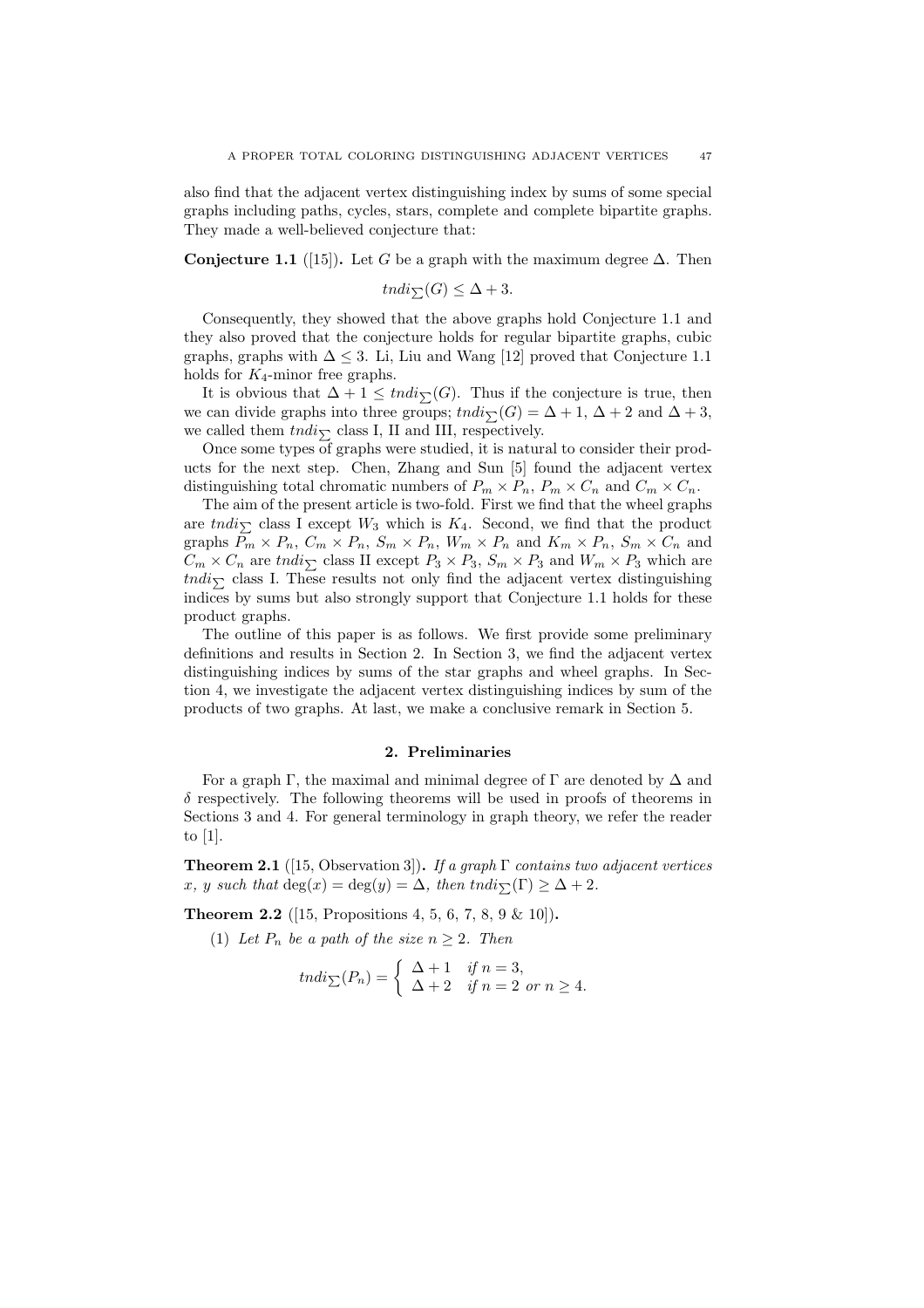also find that the adjacent vertex distinguishing index by sums of some special graphs including paths, cycles, stars, complete and complete bipartite graphs. They made a well-believed conjecture that:

**Conjecture 1.1** ([15])**.** Let $G$ be a graph with the maximum degree $\Delta$. Then

$$tndi_{\sum}(G) \leq \Delta + 3.$$

Consequently, they showed that the above graphs hold Conjecture 1.1 and they also proved that the conjecture holds for regular bipartite graphs, cubic graphs, graphs with $\Delta \leq 3$. Li, Liu and Wang [12] proved that Conjecture 1.1 holds for $K_4$-minor free graphs.

It is obvious that $\Delta + 1 \leq tndi_{\sum}(G)$. Thus if the conjecture is true, then we can divide graphs into three groups; $tndi_{\sum}(G) = \Delta + 1$, $\Delta + 2$ and $\Delta + 3$, we called them $tndi_{\sum}$ class I, II and III, respectively.

Once some types of graphs were studied, it is natural to consider their products for the next step. Chen, Zhang and Sun [5] found the adjacent vertex distinguishing total chromatic numbers of $P_m \times P_n$, $P_m \times C_n$ and $C_m \times C_n$.

The aim of the present article is two-fold. First we find that the wheel graphs are $tndi_{\sum}$ class I except $W_3$ which is $K_4$. Second, we find that the product graphs $P_m \times P_n$, $C_m \times P_n$, $S_m \times P_n$, $W_m \times P_n$ and $K_m \times P_n$, $S_m \times C_n$ and $C_m \times C_n$ are $tndi_{\sum}$ class II except $P_3 \times P_3$, $S_m \times P_3$ and $W_m \times P_3$ which are $tndi_{\sum}$ class I. These results not only find the adjacent vertex distinguishing indices by sums but also strongly support that Conjecture 1.1 holds for these product graphs.

The outline of this paper is as follows. We first provide some preliminary definitions and results in Section 2. In Section 3, we find the adjacent vertex distinguishing indices by sums of the star graphs and wheel graphs. In Section 4, we investigate the adjacent vertex distinguishing indices by sum of the products of two graphs. At last, we make a conclusive remark in Section 5.

## 2. Preliminaries

For a graph $\Gamma$, the maximal and minimal degree of $\Gamma$ are denoted by $\Delta$ and $\delta$ respectively. The following theorems will be used in proofs of theorems in Sections 3 and 4. For general terminology in graph theory, we refer the reader to [1].

**Theorem 2.1** ([15, Observation 3])**.** *If a graph $\Gamma$ contains two adjacent vertices $x$, $y$ such that $\deg(x) = \deg(y) = \Delta$, then $tndi_{\sum}(\Gamma) \geq \Delta + 2$.*

**Theorem 2.2** ([15, Propositions 4, 5, 6, 7, 8, 9 & 10])**.**

(1) *Let $P_n$ be a path of the size $n \geq 2$. Then*

$$tndi_{\sum}(P_n) = \begin{cases} \Delta + 1 & \text{if } n = 3, \\ \Delta + 2 & \text{if } n = 2 \text{ or } n \geq 4. \end{cases}$$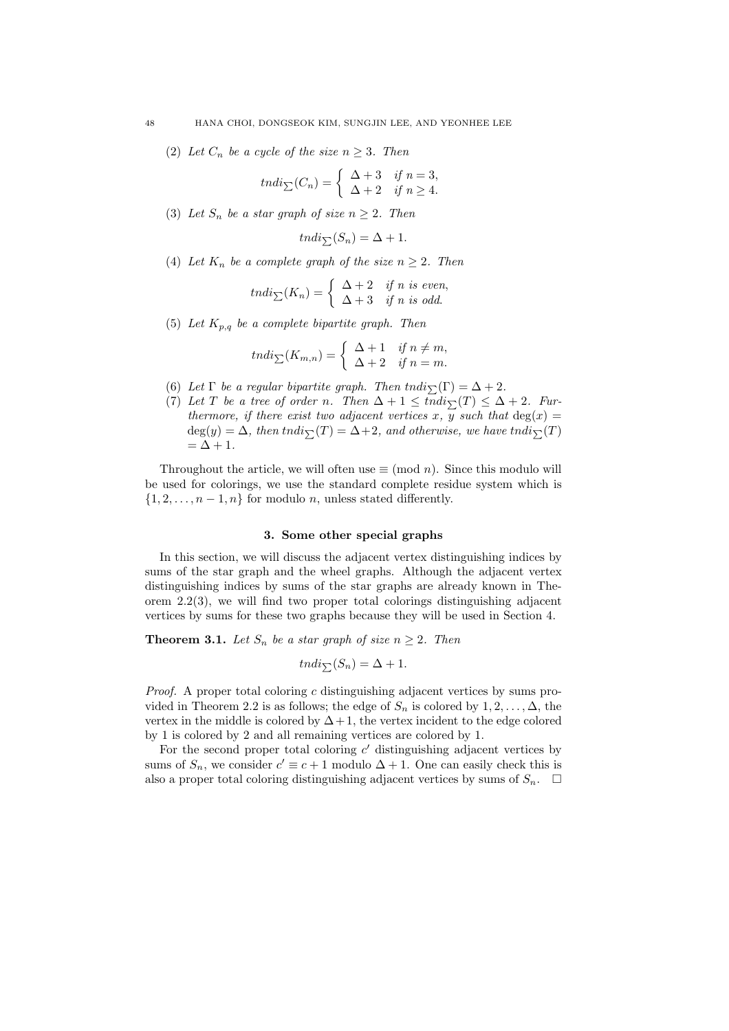(2) *Let $C_n$ be a cycle of the size $n \geq 3$. Then*

$$tndi_{\sum}(C_n) = \begin{cases} \Delta + 3 & \text{if } n = 3, \\ \Delta + 2 & \text{if } n \geq 4. \end{cases}$$

(3) *Let $S_n$ be a star graph of size $n \geq 2$. Then*

$$tndi_{\sum}(S_n) = \Delta + 1.$$

(4) *Let $K_n$ be a complete graph of the size $n \geq 2$. Then*

$$tndi_{\sum}(K_n) = \begin{cases} \Delta + 2 & \text{if } n \text{ is even}, \\ \Delta + 3 & \text{if } n \text{ is odd}. \end{cases}$$

(5) *Let $K_{p,q}$ be a complete bipartite graph. Then*

$$tndi_{\sum}(K_{m,n}) = \begin{cases} \Delta + 1 & \text{if } n \neq m, \\ \Delta + 2 & \text{if } n = m. \end{cases}$$

(6) *Let $\Gamma$ be a regular bipartite graph. Then $tndi_{\sum}(\Gamma) = \Delta + 2$.*

(7) *Let $T$ be a tree of order $n$. Then $\Delta + 1 \leq tndi_{\sum}(T) \leq \Delta + 2$. Furthermore, if there exist two adjacent vertices $x$, $y$ such that $\deg(x) = \deg(y) = \Delta$, then $tndi_{\sum}(T) = \Delta + 2$, and otherwise, we have $tndi_{\sum}(T) = \Delta + 1$.*

Throughout the article, we will often use $\equiv \pmod{n}$. Since this modulo will be used for colorings, we use the standard complete residue system which is $\{1, 2, \ldots, n-1, n\}$ for modulo $n$, unless stated differently.

## 3. Some other special graphs

In this section, we will discuss the adjacent vertex distinguishing indices by sums of the star graph and the wheel graphs. Although the adjacent vertex distinguishing indices by sums of the star graphs are already known in Theorem 2.2(3), we will find two proper total colorings distinguishing adjacent vertices by sums for these two graphs because they will be used in Section 4.

**Theorem 3.1.** *Let $S_n$ be a star graph of size $n \geq 2$. Then*

$$tndi_{\sum}(S_n) = \Delta + 1.$$

*Proof.* A proper total coloring $c$ distinguishing adjacent vertices by sums provided in Theorem 2.2 is as follows; the edge of $S_n$ is colored by $1, 2, \ldots, \Delta$, the vertex in the middle is colored by $\Delta + 1$, the vertex incident to the edge colored by 1 is colored by 2 and all remaining vertices are colored by 1.

For the second proper total coloring $c'$ distinguishing adjacent vertices by sums of $S_n$, we consider $c' \equiv c + 1$ modulo $\Delta + 1$. One can easily check this is also a proper total coloring distinguishing adjacent vertices by sums of $S_n$. $\square$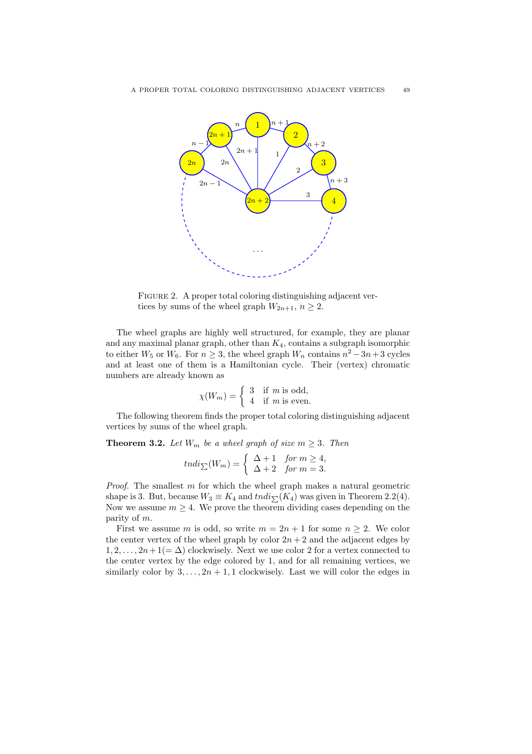FIGURE 2. A proper total coloring distinguishing adjacent vertices by sums of the wheel graph $W_{2n+1}$, $n \geq 2$.

The wheel graphs are highly well structured, for example, they are planar and any maximal planar graph, other than $K_4$, contains a subgraph isomorphic to either $W_5$ or $W_6$. For $n \geq 3$, the wheel graph $W_n$ contains $n^2 - 3n + 3$ cycles and at least one of them is a Hamiltonian cycle. Their (vertex) chromatic numbers are already known as

$$\chi(W_m) = \begin{cases} 3 & \text{if } m \text{ is odd,} \\ 4 & \text{if } m \text{ is even.} \end{cases}$$

The following theorem finds the proper total coloring distinguishing adjacent vertices by sums of the wheel graph.

**Theorem 3.2.** *Let $W_m$ be a wheel graph of size $m \geq 3$. Then*

$$tndi_{\sum}(W_m) = \begin{cases} \Delta + 1 & \text{for } m \geq 4, \\ \Delta + 2 & \text{for } m = 3. \end{cases}$$

*Proof.* The smallest $m$ for which the wheel graph makes a natural geometric shape is 3. But, because $W_3 \equiv K_4$ and $tndi_{\sum}(K_4)$ was given in Theorem 2.2(4). Now we assume $m \geq 4$. We prove the theorem dividing cases depending on the parity of $m$.

First we assume $m$ is odd, so write $m = 2n + 1$ for some $n \geq 2$. We color the center vertex of the wheel graph by color $2n + 2$ and the adjacent edges by $1, 2, \ldots, 2n+1(= \Delta)$ clockwisely. Next we use color 2 for a vertex connected to the center vertex by the edge colored by 1, and for all remaining vertices, we similarly color by $3, \ldots, 2n + 1, 1$ clockwisely. Last we will color the edges in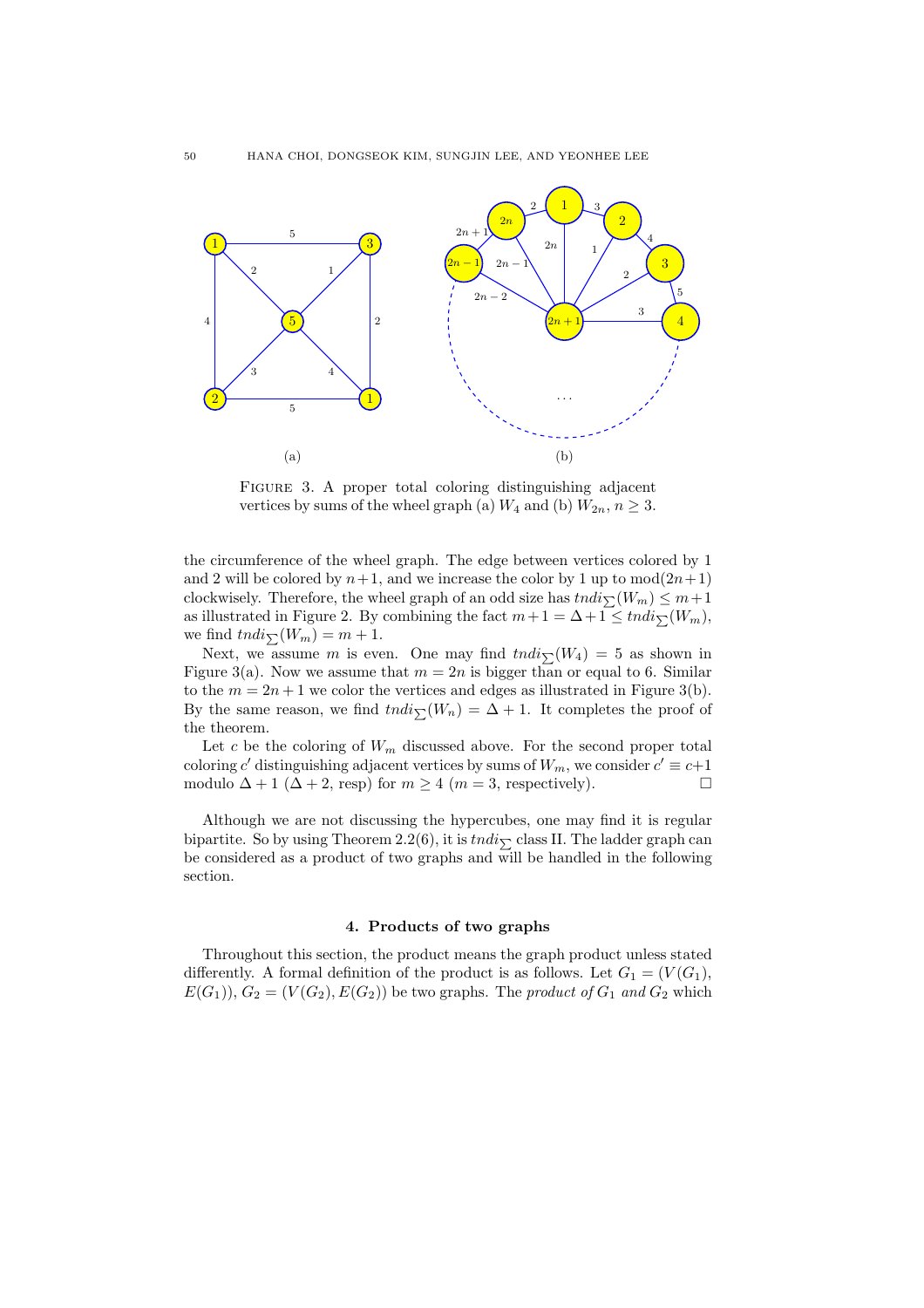FIGURE 3. A proper total coloring distinguishing adjacent vertices by sums of the wheel graph (a) $W_4$ and (b) $W_{2n}$, $n \geq 3$.

the circumference of the wheel graph. The edge between vertices colored by 1 and 2 will be colored by $n+1$, and we increase the color by 1 up to $\text{mod}(2n+1)$ clockwisely. Therefore, the wheel graph of an odd size has $tndi_{\sum}(W_m) \leq m+1$ as illustrated in Figure 2. By combining the fact $m+1 = \Delta+1 \leq tndi_{\sum}(W_m)$, we find $tndi_{\sum}(W_m) = m+1$.

Next, we assume $m$ is even. One may find $tndi_{\sum}(W_4) = 5$ as shown in Figure 3(a). Now we assume that $m = 2n$ is bigger than or equal to 6. Similar to the $m = 2n+1$ we color the vertices and edges as illustrated in Figure 3(b). By the same reason, we find $tndi_{\sum}(W_n) = \Delta + 1$. It completes the proof of the theorem.

Let $c$ be the coloring of $W_m$ discussed above. For the second proper total coloring $c'$ distinguishing adjacent vertices by sums of $W_m$, we consider $c' \equiv c+1$ modulo $\Delta+1$ ($\Delta+2$, resp) for $m \geq 4$ ($m = 3$, respectively). □

Although we are not discussing the hypercubes, one may find it is regular bipartite. So by using Theorem 2.2(6), it is $tndi_{\sum}$ class II. The ladder graph can be considered as a product of two graphs and will be handled in the following section.

## 4. Products of two graphs

Throughout this section, the product means the graph product unless stated differently. A formal definition of the product is as follows. Let $G_1 = (V(G_1), E(G_1))$, $G_2 = (V(G_2), E(G_2))$ be two graphs. The *product of* $G_1$ *and* $G_2$ which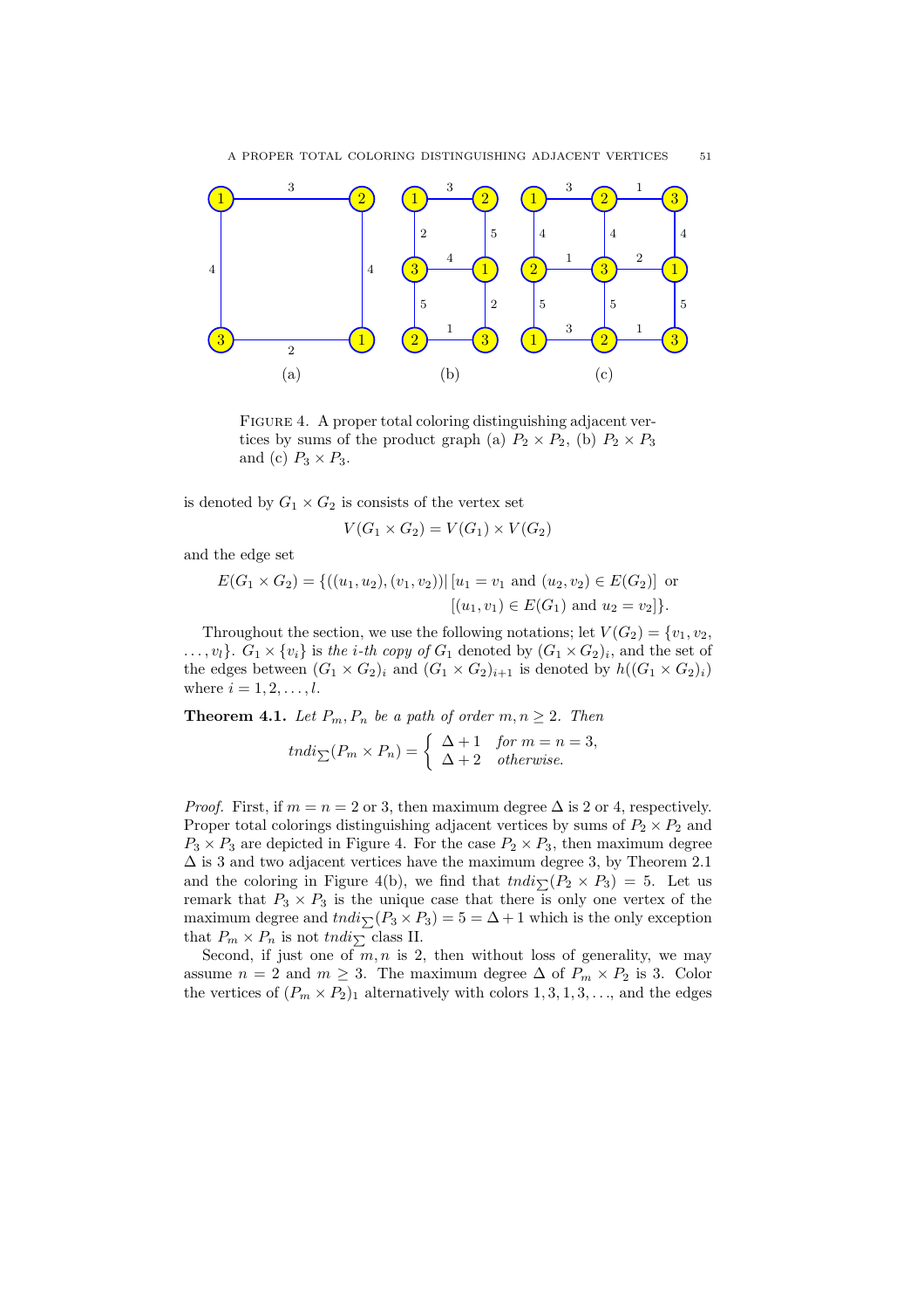FIGURE 4. A proper total coloring distinguishing adjacent vertices by sums of the product graph (a) $P_2 \times P_2$, (b) $P_2 \times P_3$ and (c) $P_3 \times P_3$.

is denoted by $G_1 \times G_2$ is consists of the vertex set

$$V(G_1 \times G_2) = V(G_1) \times V(G_2)$$

and the edge set

$$E(G_1 \times G_2) = \{((u_1, u_2), (v_1, v_2)) \,|\, [u_1 = v_1 \text{ and } (u_2, v_2) \in E(G_2)] \text{ or } [(u_1, v_1) \in E(G_1) \text{ and } u_2 = v_2]\}.$$

Throughout the section, we use the following notations; let $V(G_2) = \{v_1, v_2, \ldots, v_l\}$. $G_1 \times \{v_i\}$ is *the i-th copy of* $G_1$ denoted by $(G_1 \times G_2)_i$, and the set of the edges between $(G_1 \times G_2)_i$ and $(G_1 \times G_2)_{i+1}$ is denoted by $h((G_1 \times G_2)_i)$ where $i = 1, 2, \ldots, l$.

**Theorem 4.1.** *Let $P_m, P_n$ be a path of order $m, n \geq 2$. Then*

$$tndi_{\sum}(P_m \times P_n) = \begin{cases} \Delta + 1 & \text{for } m = n = 3, \\ \Delta + 2 & \text{otherwise.} \end{cases}$$

*Proof.* First, if $m = n = 2$ or 3, then maximum degree $\Delta$ is 2 or 4, respectively. Proper total colorings distinguishing adjacent vertices by sums of $P_2 \times P_2$ and $P_3 \times P_3$ are depicted in Figure 4. For the case $P_2 \times P_3$, then maximum degree $\Delta$ is 3 and two adjacent vertices have the maximum degree 3, by Theorem 2.1 and the coloring in Figure 4(b), we find that $tndi_{\sum}(P_2 \times P_3) = 5$. Let us remark that $P_3 \times P_3$ is the unique case that there is only one vertex of the maximum degree and $tndi_{\sum}(P_3 \times P_3) = 5 = \Delta + 1$ which is the only exception that $P_m \times P_n$ is not $tndi_{\sum}$ class II.

Second, if just one of $m, n$ is 2, then without loss of generality, we may assume $n = 2$ and $m \geq 3$. The maximum degree $\Delta$ of $P_m \times P_2$ is 3. Color the vertices of $(P_m \times P_2)_1$ alternatively with colors $1, 3, 1, 3, \ldots$, and the edges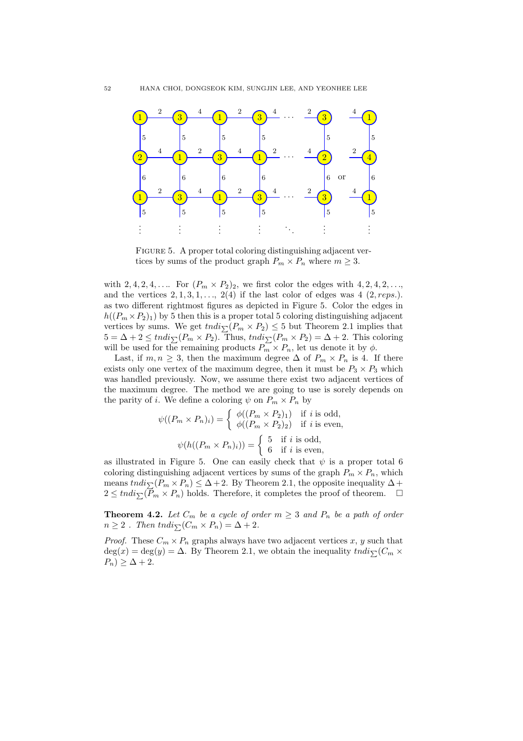FIGURE 5. A proper total coloring distinguishing adjacent vertices by sums of the product graph $P_m \times P_n$ where $m \geq 3$.

with $2, 4, 2, 4, \ldots$. For $(P_m \times P_2)_2$, we first color the edges with $4, 2, 4, 2, \ldots$, and the vertices $2, 1, 3, 1, \ldots,$ $2(4)$ if the last color of edges was $4$ $(2, reps.)$. as two different rightmost figures as depicted in Figure 5. Color the edges in $h((P_m \times P_2)_1)$ by 5 then this is a proper total 5 coloring distinguishing adjacent vertices by sums. We get $tndi_{\sum}(P_m \times P_2) \leq 5$ but Theorem 2.1 implies that $5 = \Delta + 2 \leq tndi_{\sum}(P_m \times P_2)$. Thus, $tndi_{\sum}(P_m \times P_2) = \Delta + 2$. This coloring will be used for the remaining products $P_m \times P_n$, let us denote it by $\phi$.

Last, if $m, n \geq 3$, then the maximum degree $\Delta$ of $P_m \times P_n$ is 4. If there exists only one vertex of the maximum degree, then it must be $P_3 \times P_3$ which was handled previously. Now, we assume there exist two adjacent vertices of the maximum degree. The method we are going to use is sorely depends on the parity of $i$. We define a coloring $\psi$ on $P_m \times P_n$ by

$$\psi((P_m \times P_n)_i) = \begin{cases} \phi((P_m \times P_2)_1) & \text{if } i \text{ is odd,} \\ \phi((P_m \times P_2)_2) & \text{if } i \text{ is even,} \end{cases}$$

$$\psi(h((P_m \times P_n)_i)) = \begin{cases} 5 & \text{if } i \text{ is odd,} \\ 6 & \text{if } i \text{ is even,} \end{cases}$$

as illustrated in Figure 5. One can easily check that $\psi$ is a proper total 6 coloring distinguishing adjacent vertices by sums of the graph $P_m \times P_n$, which means $tndi_{\sum}(P_m \times P_n) \leq \Delta + 2$. By Theorem 2.1, the opposite inequality $\Delta + 2 \leq tndi_{\sum}(P_m \times P_n)$ holds. Therefore, it completes the proof of theorem. □

**Theorem 4.2.** *Let $C_m$ be a cycle of order $m \geq 3$ and $P_n$ be a path of order $n \geq 2$ . Then $tndi_{\sum}(C_m \times P_n) = \Delta + 2$.*

*Proof.* These $C_m \times P_n$ graphs always have two adjacent vertices $x$, $y$ such that $\deg(x) = \deg(y) = \Delta$. By Theorem 2.1, we obtain the inequality $tndi_{\sum}(C_m \times P_n) \geq \Delta + 2$.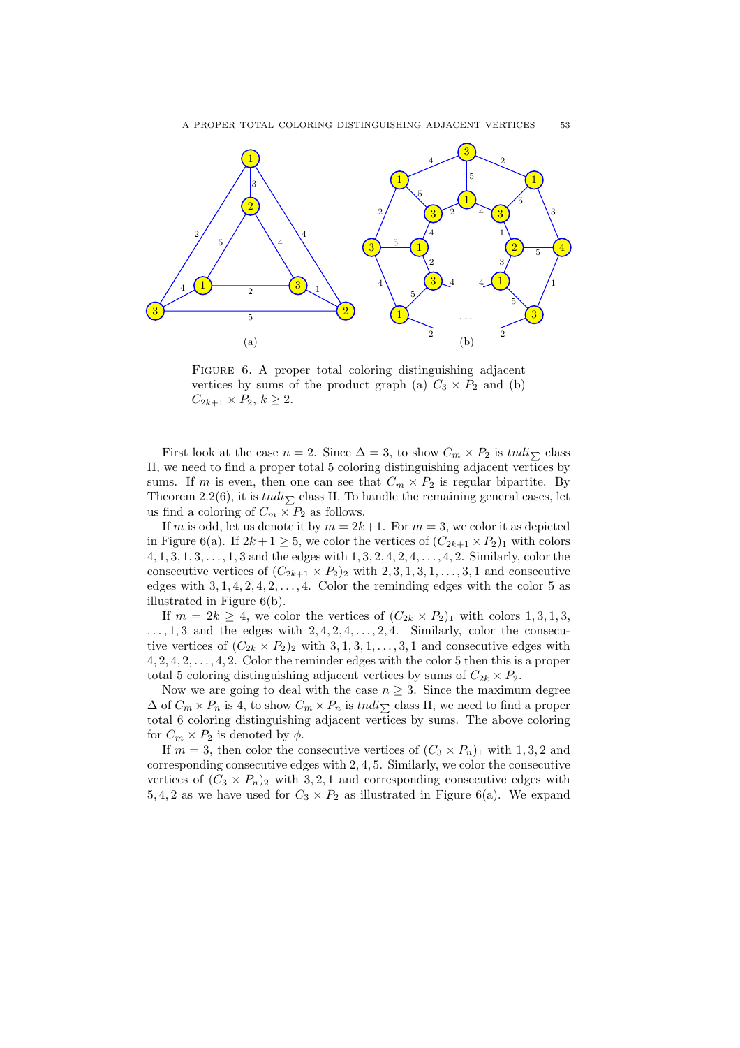FIGURE 6. A proper total coloring distinguishing adjacent vertices by sums of the product graph (a) $C_3 \times P_2$ and (b) $C_{2k+1} \times P_2$, $k \geq 2$.

First look at the case $n = 2$. Since $\Delta = 3$, to show $C_m \times P_2$ is $tndi_{\sum}$ class II, we need to find a proper total 5 coloring distinguishing adjacent vertices by sums. If $m$ is even, then one can see that $C_m \times P_2$ is regular bipartite. By Theorem 2.2(6), it is $tndi_{\sum}$ class II. To handle the remaining general cases, let us find a coloring of $C_m \times P_2$ as follows.

If $m$ is odd, let us denote it by $m = 2k+1$. For $m = 3$, we color it as depicted in Figure 6(a). If $2k+1 \geq 5$, we color the vertices of $(C_{2k+1} \times P_2)_1$ with colors $4, 1, 3, 1, 3, \ldots, 1, 3$ and the edges with $1, 3, 2, 4, 2, 4, \ldots, 4, 2$. Similarly, color the consecutive vertices of $(C_{2k+1} \times P_2)_2$ with $2, 3, 1, 3, 1, \ldots, 3, 1$ and consecutive edges with $3, 1, 4, 2, 4, 2, \ldots, 4$. Color the reminding edges with the color 5 as illustrated in Figure 6(b).

If $m = 2k \geq 4$, we color the vertices of $(C_{2k} \times P_2)_1$ with colors $1, 3, 1, 3, \ldots, 1, 3$ and the edges with $2, 4, 2, 4, \ldots, 2, 4$. Similarly, color the consecutive vertices of $(C_{2k} \times P_2)_2$ with $3, 1, 3, 1, \ldots, 3, 1$ and consecutive edges with $4, 2, 4, 2, \ldots, 4, 2$. Color the reminder edges with the color 5 then this is a proper total 5 coloring distinguishing adjacent vertices by sums of $C_{2k} \times P_2$.

Now we are going to deal with the case $n \geq 3$. Since the maximum degree $\Delta$ of $C_m \times P_n$ is 4, to show $C_m \times P_n$ is $tndi_{\sum}$ class II, we need to find a proper total 6 coloring distinguishing adjacent vertices by sums. The above coloring for $C_m \times P_2$ is denoted by $\phi$.

If $m = 3$, then color the consecutive vertices of $(C_3 \times P_n)_1$ with $1, 3, 2$ and corresponding consecutive edges with $2, 4, 5$. Similarly, we color the consecutive vertices of $(C_3 \times P_n)_2$ with $3, 2, 1$ and corresponding consecutive edges with $5, 4, 2$ as we have used for $C_3 \times P_2$ as illustrated in Figure 6(a). We expand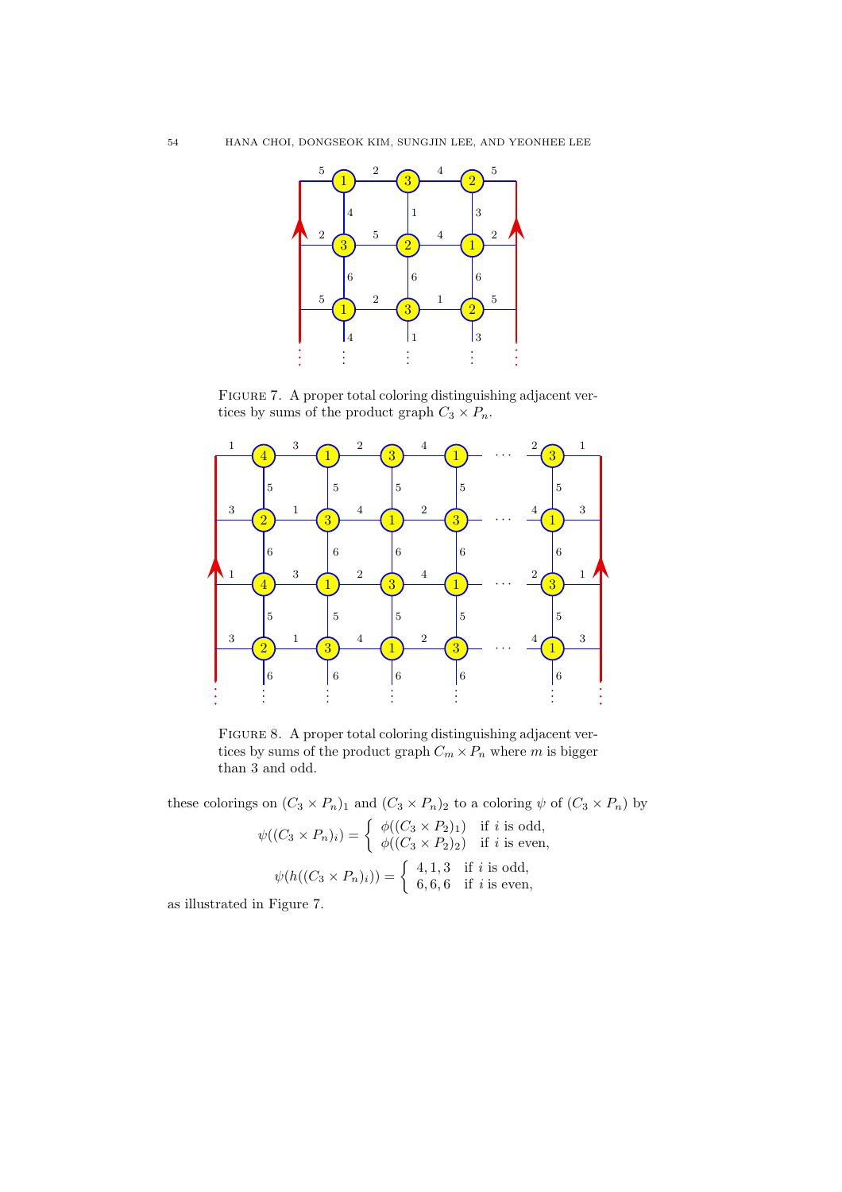FIGURE 7. A proper total coloring distinguishing adjacent vertices by sums of the product graph $C_3 \times P_n$.

FIGURE 8. A proper total coloring distinguishing adjacent vertices by sums of the product graph $C_m \times P_n$ where $m$ is bigger than 3 and odd.

these colorings on $(C_3 \times P_n)_1$ and $(C_3 \times P_n)_2$ to a coloring $\psi$ of $(C_3 \times P_n)$ by

$$\psi((C_3 \times P_n)_i) = \begin{cases} \phi((C_3 \times P_2)_1) & \text{if } i \text{ is odd,} \\ \phi((C_3 \times P_2)_2) & \text{if } i \text{ is even,} \end{cases}$$

$$\psi(h((C_3 \times P_n)_i)) = \begin{cases} 4, 1, 3 & \text{if } i \text{ is odd,} \\ 6, 6, 6 & \text{if } i \text{ is even,} \end{cases}$$

as illustrated in Figure 7.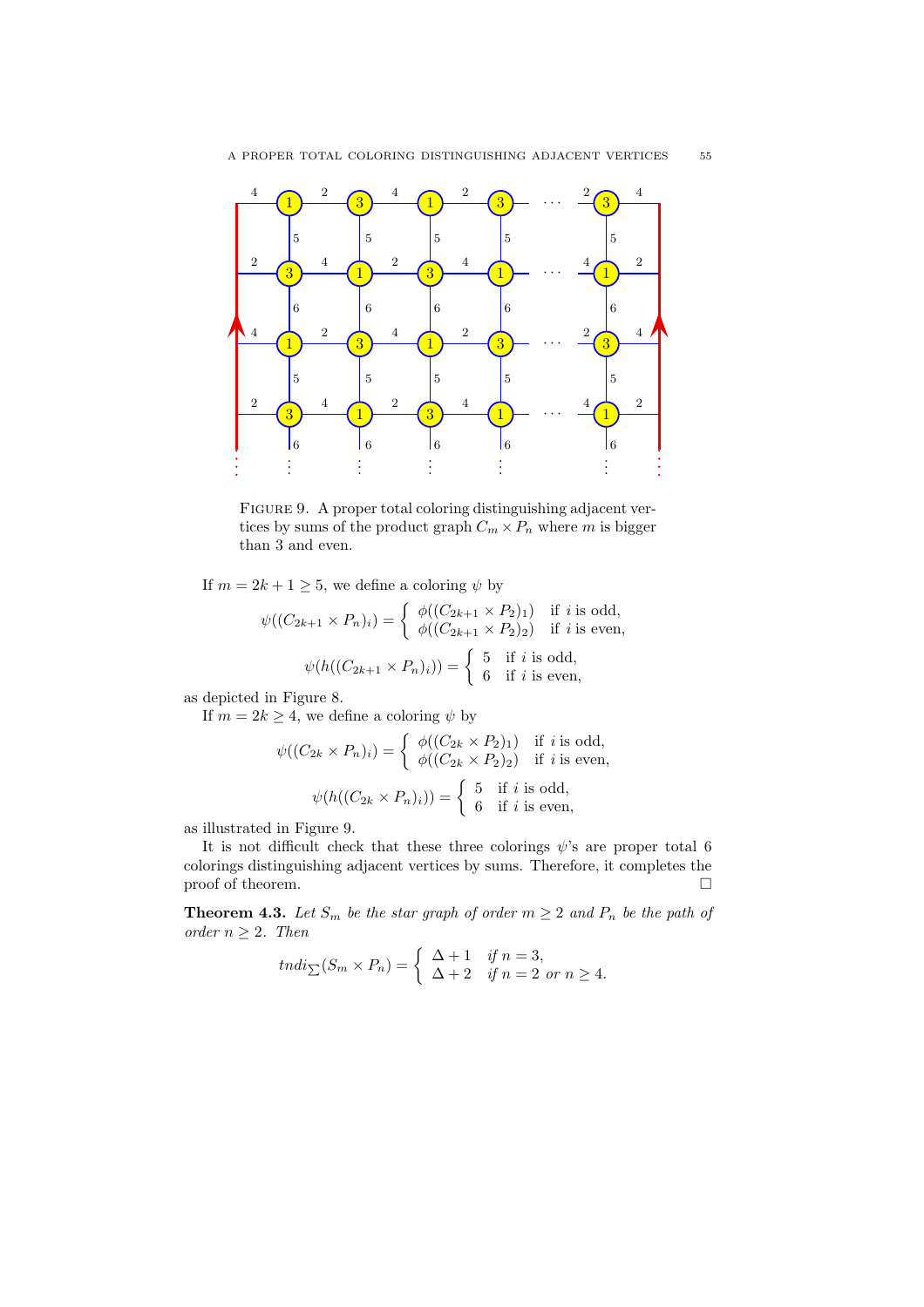FIGURE 9. A proper total coloring distinguishing adjacent vertices by sums of the product graph $C_m \times P_n$ where $m$ is bigger than 3 and even.

If $m = 2k+1 \geq 5$, we define a coloring $\psi$ by

$$\psi((C_{2k+1} \times P_n)_i) = \begin{cases} \phi((C_{2k+1} \times P_2)_1) & \text{if } i \text{ is odd}, \\ \phi((C_{2k+1} \times P_2)_2) & \text{if } i \text{ is even}, \end{cases}$$

$$\psi(h((C_{2k+1} \times P_n)_i)) = \begin{cases} 5 & \text{if } i \text{ is odd}, \\ 6 & \text{if } i \text{ is even}, \end{cases}$$

as depicted in Figure 8.

If $m = 2k \geq 4$, we define a coloring $\psi$ by

$$\psi((C_{2k} \times P_n)_i) = \begin{cases} \phi((C_{2k} \times P_2)_1) & \text{if } i \text{ is odd}, \\ \phi((C_{2k} \times P_2)_2) & \text{if } i \text{ is even}, \end{cases}$$

$$\psi(h((C_{2k} \times P_n)_i)) = \begin{cases} 5 & \text{if } i \text{ is odd}, \\ 6 & \text{if } i \text{ is even}, \end{cases}$$

as illustrated in Figure 9.

It is not difficult check that these three colorings $\psi$'s are proper total 6 colorings distinguishing adjacent vertices by sums. Therefore, it completes the proof of theorem. □

**Theorem 4.3.** *Let $S_m$ be the star graph of order $m \geq 2$ and $P_n$ be the path of order $n \geq 2$. Then*

$$tndi_{\sum}(S_m \times P_n) = \begin{cases} \Delta + 1 & \text{if } n = 3, \\ \Delta + 2 & \text{if } n = 2 \text{ or } n \geq 4. \end{cases}$$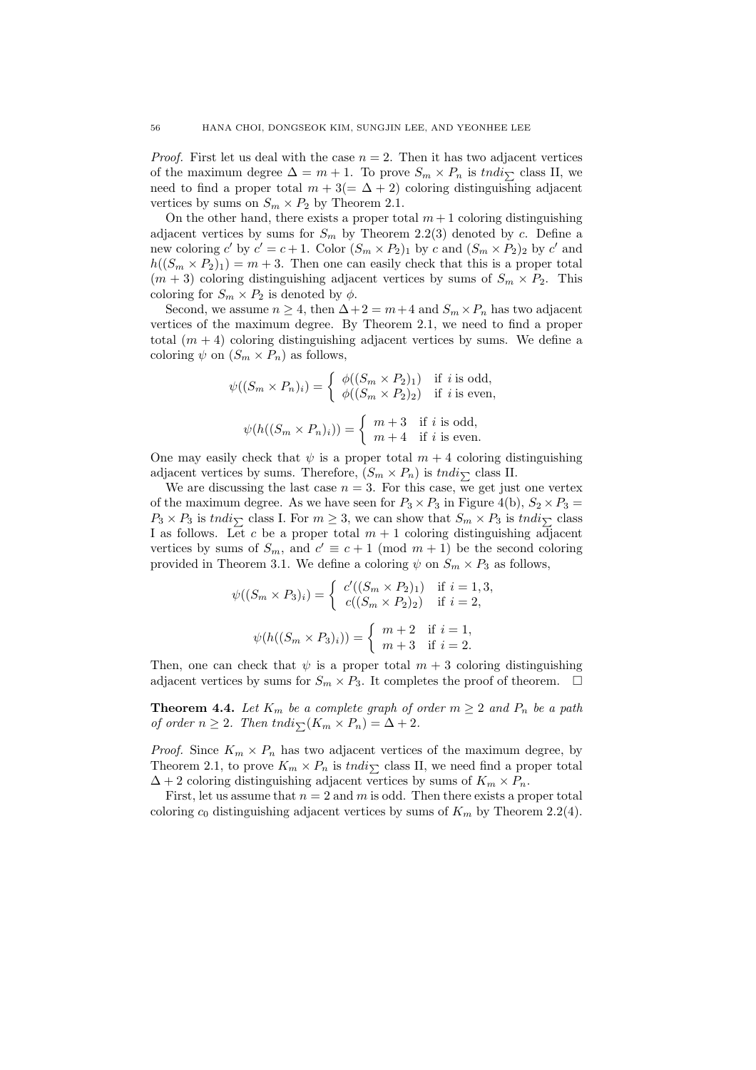*Proof.* First let us deal with the case $n = 2$. Then it has two adjacent vertices of the maximum degree $\Delta = m + 1$. To prove $S_m \times P_n$ is $tndi_{\sum}$ class II, we need to find a proper total $m + 3 (= \Delta + 2)$ coloring distinguishing adjacent vertices by sums on $S_m \times P_2$ by Theorem 2.1.

On the other hand, there exists a proper total $m+1$ coloring distinguishing adjacent vertices by sums for $S_m$ by Theorem 2.2(3) denoted by $c$. Define a new coloring $c'$ by $c' = c+1$. Color $(S_m \times P_2)_1$ by $c$ and $(S_m \times P_2)_2$ by $c'$ and $h((S_m \times P_2)_1) = m + 3$. Then one can easily check that this is a proper total $(m + 3)$ coloring distinguishing adjacent vertices by sums of $S_m \times P_2$. This coloring for $S_m \times P_2$ is denoted by $\phi$.

Second, we assume $n \geq 4$, then $\Delta + 2 = m + 4$ and $S_m \times P_n$ has two adjacent vertices of the maximum degree. By Theorem 2.1, we need to find a proper total $(m + 4)$ coloring distinguishing adjacent vertices by sums. We define a coloring $\psi$ on $(S_m \times P_n)$ as follows,

$$\psi((S_m \times P_n)_i) = \begin{cases} \phi((S_m \times P_2)_1) & \text{if } i \text{ is odd,} \\ \phi((S_m \times P_2)_2) & \text{if } i \text{ is even,} \end{cases}$$

$$\psi(h((S_m \times P_n)_i)) = \begin{cases} m+3 & \text{if } i \text{ is odd,} \\ m+4 & \text{if } i \text{ is even.} \end{cases}$$

One may easily check that $\psi$ is a proper total $m + 4$ coloring distinguishing adjacent vertices by sums. Therefore, $(S_m \times P_n)$ is $tndi_{\sum}$ class II.

We are discussing the last case $n = 3$. For this case, we get just one vertex of the maximum degree. As we have seen for $P_3 \times P_3$ in Figure 4(b), $S_2 \times P_3 = P_3 \times P_3$ is $tndi_{\sum}$ class I. For $m \geq 3$, we can show that $S_m \times P_3$ is $tndi_{\sum}$ class I as follows. Let $c$ be a proper total $m + 1$ coloring distinguishing adjacent vertices by sums of $S_m$, and $c' \equiv c + 1 \pmod{m + 1}$ be the second coloring provided in Theorem 3.1. We define a coloring $\psi$ on $S_m \times P_3$ as follows,

$$\psi((S_m \times P_3)_i) = \begin{cases} c'((S_m \times P_2)_1) & \text{if } i = 1, 3, \\ c((S_m \times P_2)_2) & \text{if } i = 2, \end{cases}$$

$$\psi(h((S_m \times P_3)_i)) = \begin{cases} m+2 & \text{if } i = 1, \\ m+3 & \text{if } i = 2. \end{cases}$$

Then, one can check that $\psi$ is a proper total $m + 3$ coloring distinguishing adjacent vertices by sums for $S_m \times P_3$. It completes the proof of theorem. $\square$

**Theorem 4.4.** *Let $K_m$ be a complete graph of order $m \geq 2$ and $P_n$ be a path of order $n \geq 2$. Then $tndi_{\sum}(K_m \times P_n) = \Delta + 2$.*

*Proof.* Since $K_m \times P_n$ has two adjacent vertices of the maximum degree, by Theorem 2.1, to prove $K_m \times P_n$ is $tndi_{\sum}$ class II, we need find a proper total $\Delta + 2$ coloring distinguishing adjacent vertices by sums of $K_m \times P_n$.

First, let us assume that $n = 2$ and $m$ is odd. Then there exists a proper total coloring $c_0$ distinguishing adjacent vertices by sums of $K_m$ by Theorem 2.2(4).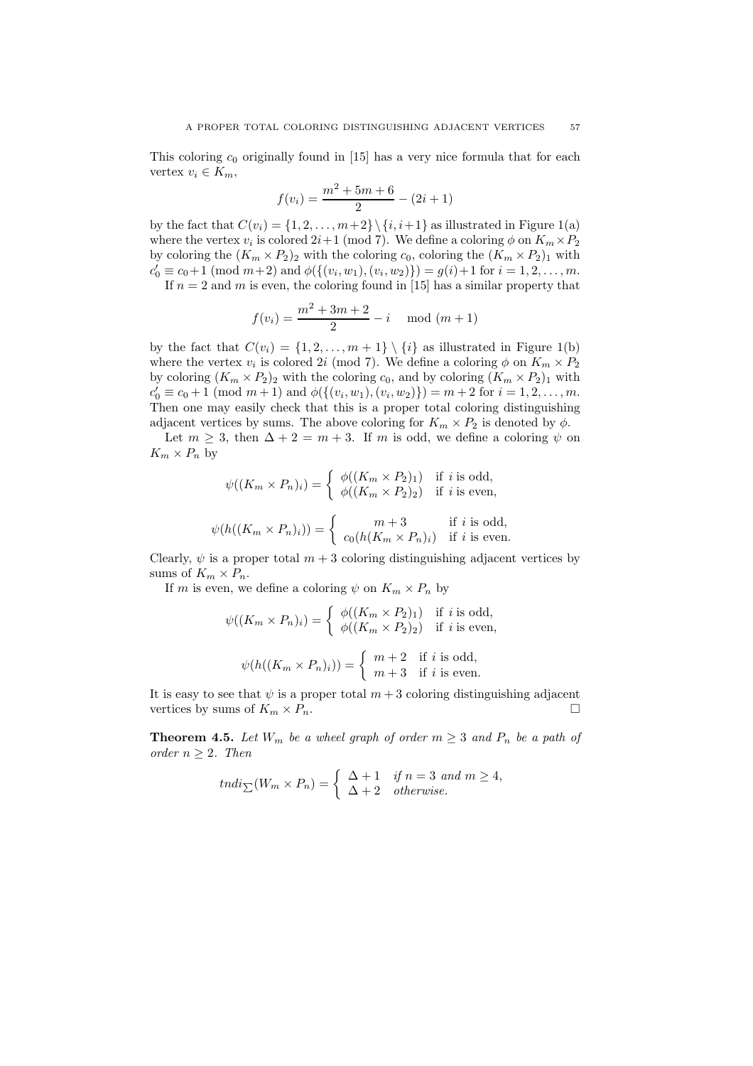This coloring $c_0$ originally found in [15] has a very nice formula that for each vertex $v_i \in K_m$,

$$f(v_i) = \frac{m^2 + 5m + 6}{2} - (2i + 1)$$

by the fact that $C(v_i) = \{1, 2, \ldots, m+2\} \setminus \{i, i+1\}$ as illustrated in Figure 1(a) where the vertex $v_i$ is colored $2i+1 \pmod 7$. We define a coloring $\phi$ on $K_m \times P_2$ by coloring the $(K_m \times P_2)_2$ with the coloring $c_0$, coloring the $(K_m \times P_2)_1$ with $c_0' \equiv c_0 + 1 \pmod{m+2}$ and $\phi(\{(v_i, w_1), (v_i, w_2)\}) = g(i) + 1$ for $i = 1, 2, \ldots, m$.

If $n = 2$ and $m$ is even, the coloring found in [15] has a similar property that

$$f(v_i) = \frac{m^2 + 3m + 2}{2} - i \mod (m+1)$$

by the fact that $C(v_i) = \{1, 2, \ldots, m+1\} \setminus \{i\}$ as illustrated in Figure 1(b) where the vertex $v_i$ is colored $2i \pmod 7$. We define a coloring $\phi$ on $K_m \times P_2$ by coloring $(K_m \times P_2)_2$ with the coloring $c_0$, and by coloring $(K_m \times P_2)_1$ with $c_0' \equiv c_0 + 1 \pmod{m+1}$ and $\phi(\{(v_i, w_1), (v_i, w_2)\}) = m + 2$ for $i = 1, 2, \ldots, m$. Then one may easily check that this is a proper total coloring distinguishing adjacent vertices by sums. The above coloring for $K_m \times P_2$ is denoted by $\phi$.

Let $m \geq 3$, then $\Delta + 2 = m + 3$. If $m$ is odd, we define a coloring $\psi$ on $K_m \times P_n$ by

$$\psi((K_m \times P_n)_i) = \begin{cases} \phi((K_m \times P_2)_1) & \text{if } i \text{ is odd,} \\ \phi((K_m \times P_2)_2) & \text{if } i \text{ is even,} \end{cases}$$

$$\psi(h((K_m \times P_n)_i)) = \begin{cases} m + 3 & \text{if } i \text{ is odd,} \\ c_0(h(K_m \times P_n)_i) & \text{if } i \text{ is even.} \end{cases}$$

Clearly, $\psi$ is a proper total $m + 3$ coloring distinguishing adjacent vertices by sums of $K_m \times P_n$.

If $m$ is even, we define a coloring $\psi$ on $K_m \times P_n$ by

$$\psi((K_m \times P_n)_i) = \begin{cases} \phi((K_m \times P_2)_1) & \text{if } i \text{ is odd,} \\ \phi((K_m \times P_2)_2) & \text{if } i \text{ is even,} \end{cases}$$

$$\psi(h((K_m \times P_n)_i)) = \begin{cases} m + 2 & \text{if } i \text{ is odd,} \\ m + 3 & \text{if } i \text{ is even.} \end{cases}$$

It is easy to see that $\psi$ is a proper total $m + 3$ coloring distinguishing adjacent vertices by sums of $K_m \times P_n$. □

**Theorem 4.5.** *Let $W_m$ be a wheel graph of order $m \geq 3$ and $P_n$ be a path of order $n \geq 2$. Then*

$$tndi_{\sum}(W_m \times P_n) = \begin{cases} \Delta + 1 & \text{if } n = 3 \text{ and } m \geq 4, \\ \Delta + 2 & \text{otherwise.} \end{cases}$$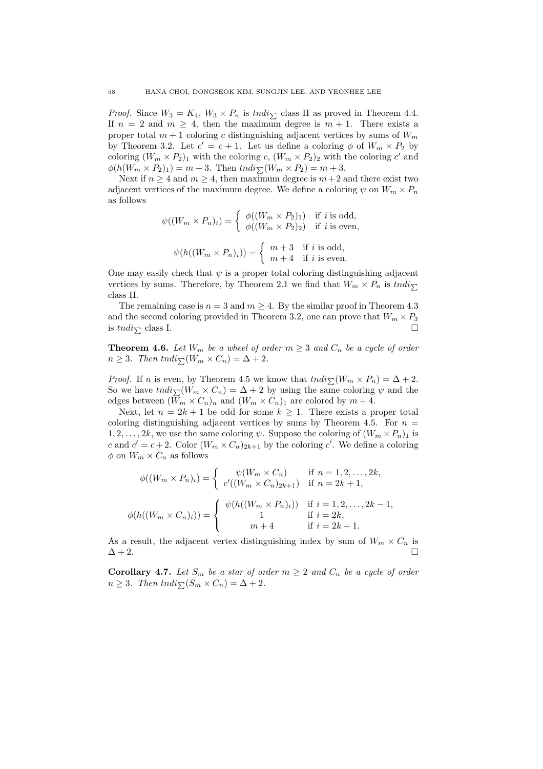*Proof.* Since $W_3 = K_4$, $W_3 \times P_n$ is $tndi_{\sum}$ class II as proved in Theorem 4.4. If $n = 2$ and $m \geq 4$, then the maximum degree is $m + 1$. There exists a proper total $m + 1$ coloring $c$ distinguishing adjacent vertices by sums of $W_m$ by Theorem 3.2. Let $c' = c + 1$. Let us define a coloring $\phi$ of $W_m \times P_2$ by coloring $(W_m \times P_2)_1$ with the coloring $c$, $(W_m \times P_2)_2$ with the coloring $c'$ and $\phi(h(W_m \times P_2)_1) = m + 3$. Then $tndi_{\sum}(W_m \times P_2) = m + 3$.

Next if $n \geq 4$ and $m \geq 4$, then maximum degree is $m + 2$ and there exist two adjacent vertices of the maximum degree. We define a coloring $\psi$ on $W_m \times P_n$ as follows

$$\psi((W_m \times P_n)_i) = \begin{cases} \phi((W_m \times P_2)_1) & \text{if } i \text{ is odd,} \\ \phi((W_m \times P_2)_2) & \text{if } i \text{ is even,} \end{cases}$$

$$\psi(h((W_m \times P_n)_i)) = \begin{cases} m + 3 & \text{if } i \text{ is odd,} \\ m + 4 & \text{if } i \text{ is even.} \end{cases}$$

One may easily check that $\psi$ is a proper total coloring distinguishing adjacent vertices by sums. Therefore, by Theorem 2.1 we find that $W_m \times P_n$ is $tndi_{\sum}$ class II.

The remaining case is $n = 3$ and $m \geq 4$. By the similar proof in Theorem 4.3 and the second coloring provided in Theorem 3.2, one can prove that $W_m \times P_3$ is $tndi_{\sum}$ class I. $\square$

**Theorem 4.6.** *Let $W_m$ be a wheel of order $m \geq 3$ and $C_n$ be a cycle of order $n \geq 3$. Then $tndi_{\sum}(W_m \times C_n) = \Delta + 2$.*

*Proof.* If $n$ is even, by Theorem 4.5 we know that $tndi_{\sum}(W_m \times P_n) = \Delta + 2$. So we have $tndi_{\sum}(W_m \times C_n) = \Delta + 2$ by using the same coloring $\psi$ and the edges between $(W_m \times C_n)_n$ and $(W_m \times C_n)_1$ are colored by $m + 4$.

Next, let $n = 2k + 1$ be odd for some $k \geq 1$. There exists a proper total coloring distinguishing adjacent vertices by sums by Theorem 4.5. For $n = 1, 2, \ldots, 2k$, we use the same coloring $\psi$. Suppose the coloring of $(W_m \times P_n)_1$ is $c$ and $c' = c + 2$. Color $(W_m \times C_n)_{2k+1}$ by the coloring $c'$. We define a coloring $\phi$ on $W_m \times C_n$ as follows

$$\phi((W_m \times P_n)_i) = \begin{cases} \psi(W_m \times C_n) & \text{if } n = 1, 2, \ldots, 2k, \\ c'((W_m \times C_n)_{2k+1}) & \text{if } n = 2k + 1, \end{cases}$$

$$\phi(h((W_m \times C_n)_i)) = \begin{cases} \psi(h((W_m \times P_n)_i)) & \text{if } i = 1, 2, \ldots, 2k - 1, \\ 1 & \text{if } i = 2k, \\ m + 4 & \text{if } i = 2k + 1. \end{cases}$$

As a result, the adjacent vertex distinguishing index by sum of $W_m \times C_n$ is $\Delta + 2$. $\square$

**Corollary 4.7.** *Let $S_m$ be a star of order $m \geq 2$ and $C_n$ be a cycle of order $n \geq 3$. Then $tndi_{\sum}(S_m \times C_n) = \Delta + 2$.*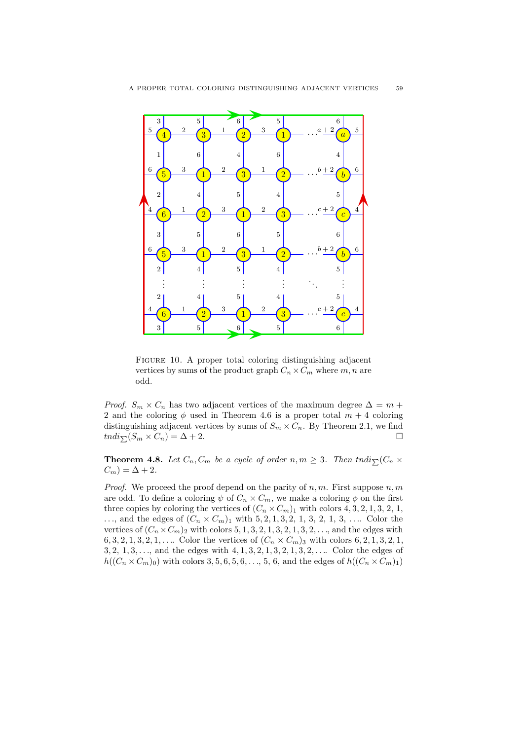FIGURE 10. A proper total coloring distinguishing adjacent vertices by sums of the product graph $C_n \times C_m$ where $m, n$ are odd.

*Proof.* $S_m \times C_n$ has two adjacent vertices of the maximum degree $\Delta = m + 2$ and the coloring $\phi$ used in Theorem 4.6 is a proper total $m+4$ coloring distinguishing adjacent vertices by sums of $S_m \times C_n$. By Theorem 2.1, we find $tndi_{\sum}(S_m \times C_n) = \Delta + 2$. □

**Theorem 4.8.** *Let $C_n, C_m$ be a cycle of order $n, m \geq 3$. Then $tndi_{\sum}(C_n \times C_m) = \Delta + 2$.*

*Proof.* We proceed the proof depend on the parity of $n, m$. First suppose $n, m$ are odd. To define a coloring $\psi$ of $C_n \times C_m$, we make a coloring $\phi$ on the first three copies by coloring the vertices of $(C_n \times C_m)_1$ with colors $4, 3, 2, 1, 3, 2, 1, \ldots$, and the edges of $(C_n \times C_m)_1$ with $5, 2, 1, 3, 2, 1, 3, 2, 1, 3, \ldots$. Color the vertices of $(C_n \times C_m)_2$ with colors $5, 1, 3, 2, 1, 3, 2, 1, 3, 2, \ldots$, and the edges with $6, 3, 2, 1, 3, 2, 1, \ldots$. Color the vertices of $(C_n \times C_m)_3$ with colors $6, 2, 1, 3, 2, 1, 3, 2, 1, 3, \ldots$, and the edges with $4, 1, 3, 2, 1, 3, 2, 1, 3, 2, \ldots$. Color the edges of $h((C_n \times C_m)_0)$ with colors $3, 5, 6, 5, 6, \ldots, 5, 6$, and the edges of $h((C_n \times C_m)_1)$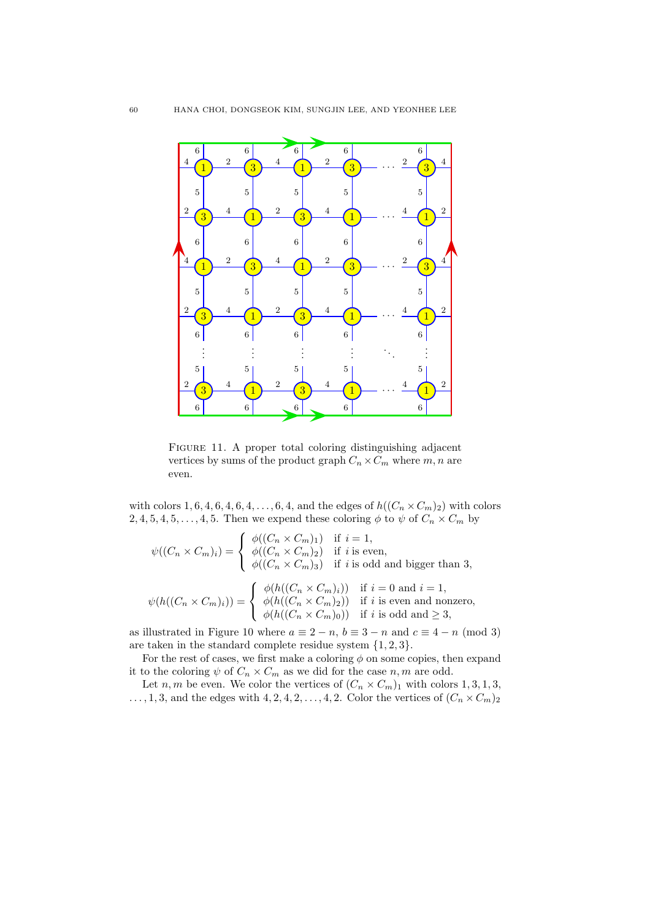FIGURE 11. A proper total coloring distinguishing adjacent vertices by sums of the product graph $C_n \times C_m$ where $m, n$ are even.

with colors $1, 6, 4, 6, 4, 6, 4, \ldots, 6, 4$, and the edges of $h((C_n \times C_m)_2)$ with colors $2, 4, 5, 4, 5, \ldots, 4, 5$. Then we expend these coloring $\phi$ to $\psi$ of $C_n \times C_m$ by

$$\psi((C_n \times C_m)_i) = \begin{cases} \phi((C_n \times C_m)_1) & \text{if } i = 1, \\ \phi((C_n \times C_m)_2) & \text{if } i \text{ is even}, \\ \phi((C_n \times C_m)_3) & \text{if } i \text{ is odd and bigger than } 3, \end{cases}$$

$$\psi(h((C_n \times C_m)_i)) = \begin{cases} \phi(h((C_n \times C_m)_i)) & \text{if } i = 0 \text{ and } i = 1, \\ \phi(h((C_n \times C_m)_2)) & \text{if } i \text{ is even and nonzero}, \\ \phi(h((C_n \times C_m)_0)) & \text{if } i \text{ is odd and} \geq 3, \end{cases}$$

as illustrated in Figure 10 where $a \equiv 2 - n$, $b \equiv 3 - n$ and $c \equiv 4 - n \pmod 3$ are taken in the standard complete residue system $\{1, 2, 3\}$.

For the rest of cases, we first make a coloring $\phi$ on some copies, then expand it to the coloring $\psi$ of $C_n \times C_m$ as we did for the case $n, m$ are odd.

Let $n, m$ be even. We color the vertices of $(C_n \times C_m)_1$ with colors $1, 3, 1, 3, \ldots, 1, 3$, and the edges with $4, 2, 4, 2, \ldots, 4, 2$. Color the vertices of $(C_n \times C_m)_2$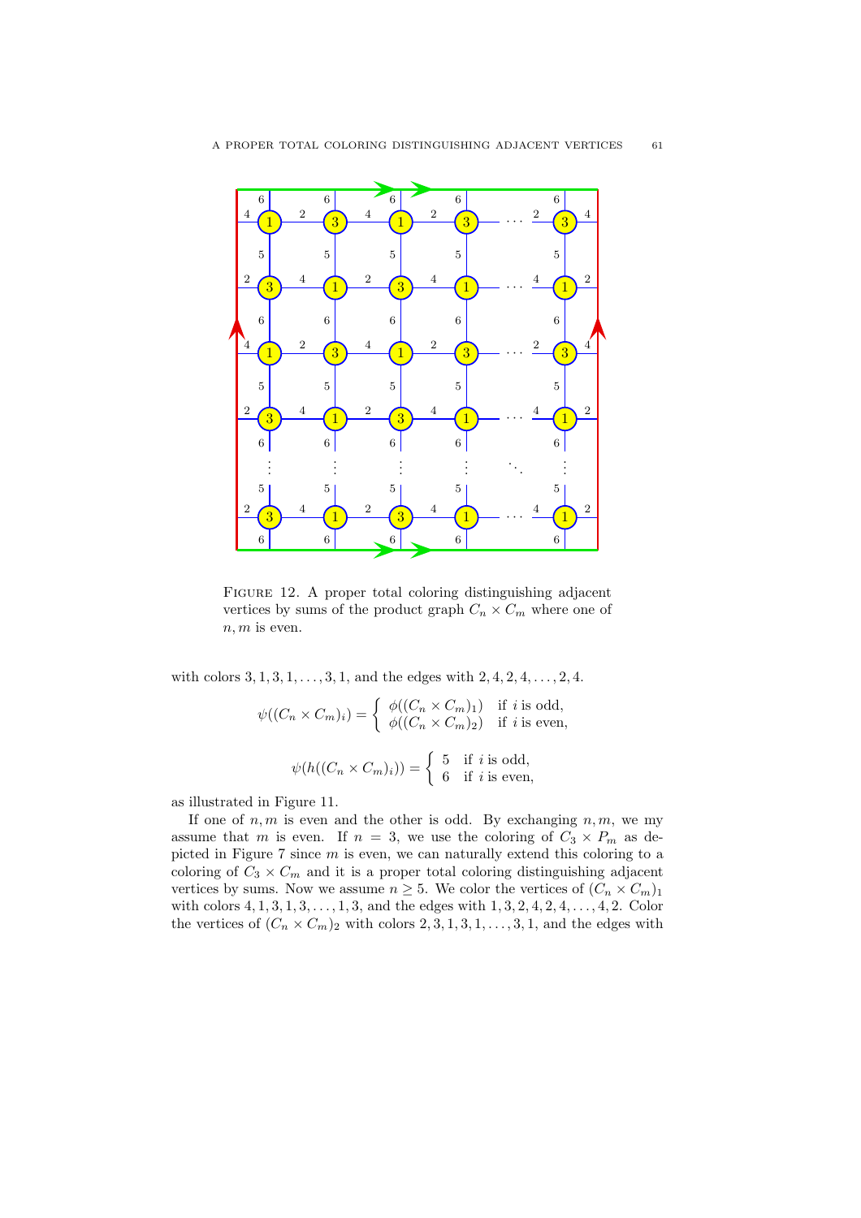FIGURE 12. A proper total coloring distinguishing adjacent vertices by sums of the product graph $C_n \times C_m$ where one of $n, m$ is even.

with colors $3, 1, 3, 1, \ldots, 3, 1$, and the edges with $2, 4, 2, 4, \ldots, 2, 4$.

$$\psi((C_n \times C_m)_i) = \begin{cases} \phi((C_n \times C_m)_1) & \text{if } i \text{ is odd,} \\ \phi((C_n \times C_m)_2) & \text{if } i \text{ is even,} \end{cases}$$

$$\psi(h((C_n \times C_m)_i)) = \begin{cases} 5 & \text{if } i \text{ is odd,} \\ 6 & \text{if } i \text{ is even,} \end{cases}$$

as illustrated in Figure 11.

If one of $n, m$ is even and the other is odd. By exchanging $n, m$, we my assume that $m$ is even. If $n = 3$, we use the coloring of $C_3 \times P_m$ as depicted in Figure 7 since $m$ is even, we can naturally extend this coloring to a coloring of $C_3 \times C_m$ and it is a proper total coloring distinguishing adjacent vertices by sums. Now we assume $n \geq 5$. We color the vertices of $(C_n \times C_m)_1$ with colors $4, 1, 3, 1, 3, \ldots, 1, 3$, and the edges with $1, 3, 2, 4, 2, 4, \ldots, 4, 2$. Color the vertices of $(C_n \times C_m)_2$ with colors $2, 3, 1, 3, 1, \ldots, 3, 1$, and the edges with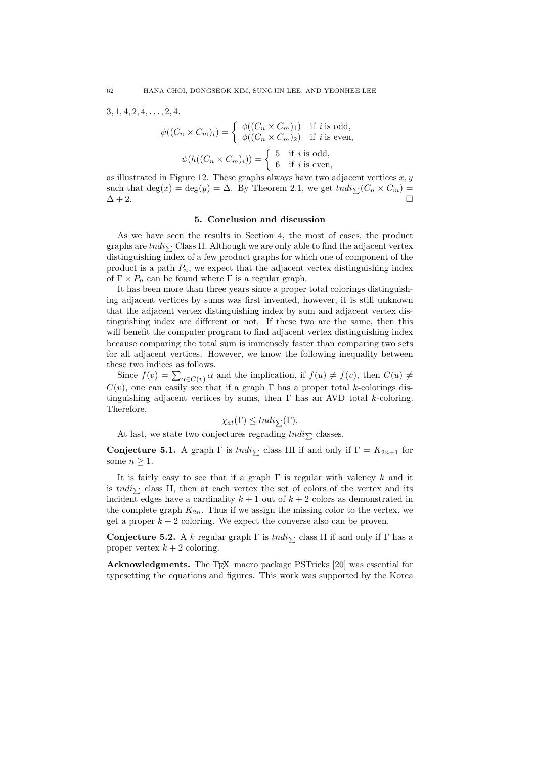3, 1, 4, 2, 4, . . . , 2, 4.

$$\psi((C_n \times C_m)_i) = \begin{cases} \phi((C_n \times C_m)_1) & \text{if } i \text{ is odd,} \\ \phi((C_n \times C_m)_2) & \text{if } i \text{ is even,} \end{cases}$$

$$\psi(h((C_n \times C_m)_i)) = \begin{cases} 5 & \text{if } i \text{ is odd,} \\ 6 & \text{if } i \text{ is even,} \end{cases}$$

as illustrated in Figure 12. These graphs always have two adjacent vertices $x, y$ such that $\deg(x) = \deg(y) = \Delta$. By Theorem 2.1, we get $tndi_{\sum}(C_n \times C_m) = \Delta + 2$. □

## 5. Conclusion and discussion

As we have seen the results in Section 4, the most of cases, the product graphs are $tndi_{\sum}$ Class II. Although we are only able to find the adjacent vertex distinguishing index of a few product graphs for which one of component of the product is a path $P_n$, we expect that the adjacent vertex distinguishing index of $\Gamma \times P_n$ can be found where $\Gamma$ is a regular graph.

It has been more than three years since a proper total colorings distinguishing adjacent vertices by sums was first invented, however, it is still unknown that the adjacent vertex distinguishing index by sum and adjacent vertex distinguishing index are different or not. If these two are the same, then this will benefit the computer program to find adjacent vertex distinguishing index because comparing the total sum is immensely faster than comparing two sets for all adjacent vertices. However, we know the following inequality between these two indices as follows.

Since $f(v) = \sum_{\alpha \in C(v)} \alpha$ and the implication, if $f(u) \neq f(v)$, then $C(u) \neq C(v)$, one can easily see that if a graph $\Gamma$ has a proper total $k$-colorings distinguishing adjacent vertices by sums, then $\Gamma$ has an AVD total $k$-coloring. Therefore,

$$\chi_{at}(\Gamma) \leq tndi_{\sum}(\Gamma).$$

At last, we state two conjectures regrading $tndi_{\sum}$ classes.

**Conjecture 5.1.** A graph $\Gamma$ is $tndi_{\sum}$ class III if and only if $\Gamma = K_{2n+1}$ for some $n \geq 1$.

It is fairly easy to see that if a graph $\Gamma$ is regular with valency $k$ and it is $tndi_{\sum}$ class II, then at each vertex the set of colors of the vertex and its incident edges have a cardinality $k + 1$ out of $k + 2$ colors as demonstrated in the complete graph $K_{2n}$. Thus if we assign the missing color to the vertex, we get a proper $k + 2$ coloring. We expect the converse also can be proven.

**Conjecture 5.2.** A $k$ regular graph $\Gamma$ is $tndi_{\sum}$ class II if and only if $\Gamma$ has a proper vertex $k + 2$ coloring.

**Acknowledgments.** The TEX macro package PSTricks [20] was essential for typesetting the equations and figures. This work was supported by the Korea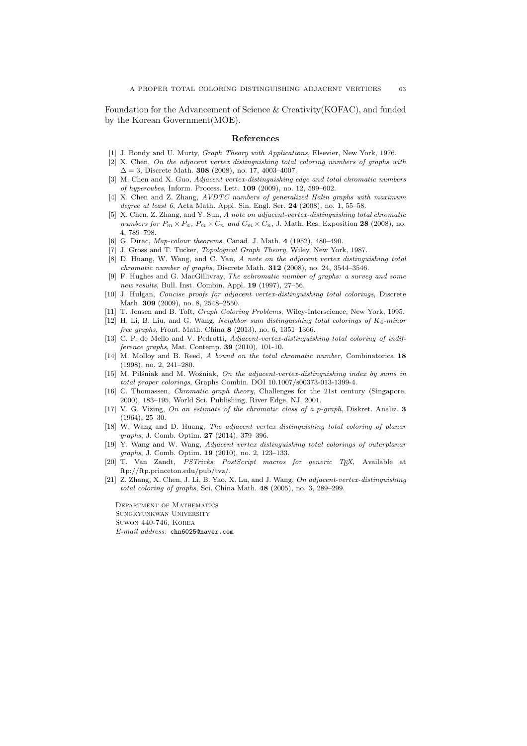Foundation for the Advancement of Science & Creativity(KOFAC), and funded by the Korean Government(MOE).

## References

[1] J. Bondy and U. Murty, *Graph Theory with Applications*, Elsevier, New York, 1976.

[2] X. Chen, *On the adjacent vertex distinguishing total coloring numbers of graphs with* $\Delta = 3$, Discrete Math. **308** (2008), no. 17, 4003–4007.

[3] M. Chen and X. Guo, *Adjacent vertex-distinguishing edge and total chromatic numbers of hypercubes*, Inform. Process. Lett. **109** (2009), no. 12, 599–602.

[4] X. Chen and Z. Zhang, *AVDTC numbers of generalized Halin graphs with maximum degree at least 6*, Acta Math. Appl. Sin. Engl. Ser. **24** (2008), no. 1, 55–58.

[5] X. Chen, Z. Zhang, and Y. Sun, *A note on adjacent-vertex-distinguishing total chromatic numbers for* $P_m \times P_n$, $P_m \times C_n$ *and* $C_m \times C_n$, J. Math. Res. Exposition **28** (2008), no. 4, 789–798.

[6] G. Dirac, *Map-colour theorems*, Canad. J. Math. **4** (1952), 480–490.

[7] J. Gross and T. Tucker, *Topological Graph Theory*, Wiley, New York, 1987.

[8] D. Huang, W. Wang, and C. Yan, *A note on the adjacent vertex distinguishing total chromatic number of graphs*, Discrete Math. **312** (2008), no. 24, 3544–3546.

[9] F. Hughes and G. MacGillivray, *The achromatic number of graphs: a survey and some new results*, Bull. Inst. Combin. Appl. **19** (1997), 27–56.

[10] J. Hulgan, *Concise proofs for adjacent vertex-distinguishing total colorings*, Discrete Math. **309** (2009), no. 8, 2548–2550.

[11] T. Jensen and B. Toft, *Graph Coloring Problems*, Wiley-Interscience, New York, 1995.

[12] H. Li, B. Liu, and G. Wang, *Neighbor sum distinguishing total colorings of* $K_4$*-minor free graphs*, Front. Math. China **8** (2013), no. 6, 1351–1366.

[13] C. P. de Mello and V. Pedrotti, *Adjacent-vertex-distinguishing total coloring of indifference graphs*, Mat. Contemp. **39** (2010), 101-10.

[14] M. Molloy and B. Reed, *A bound on the total chromatic number*, Combinatorica **18** (1998), no. 2, 241–280.

[15] M. Pilśniak and M. Woźniak, *On the adjacent-vertex-distinguishing index by sums in total proper colorings*, Graphs Combin. DOI 10.1007/s00373-013-1399-4.

[16] C. Thomassen, *Chromatic graph theory*, Challenges for the 21st century (Singapore, 2000), 183–195, World Sci. Publishing, River Edge, NJ, 2001.

[17] V. G. Vizing, *On an estimate of the chromatic class of a p-graph*, Diskret. Analiz. **3** (1964), 25–30.

[18] W. Wang and D. Huang, *The adjacent vertex distinguishing total coloring of planar graphs*, J. Comb. Optim. **27** (2014), 379–396.

[19] Y. Wang and W. Wang, *Adjacent vertex distinguishing total colorings of outerplanar graphs*, J. Comb. Optim. **19** (2010), no. 2, 123–133.

[20] T. Van Zandt, *PSTricks: PostScript macros for generic TEX*, Available at ftp://ftp.princeton.edu/pub/tvz/.

[21] Z. Zhang, X. Chen, J. Li, B. Yao, X. Lu, and J. Wang, *On adjacent-vertex-distinguishing total coloring of graphs*, Sci. China Math. **48** (2005), no. 3, 289–299.

Department of Mathematics
Sungkyunkwan University
Suwon 440-746, Korea
*E-mail address*: `chn6025@naver.com`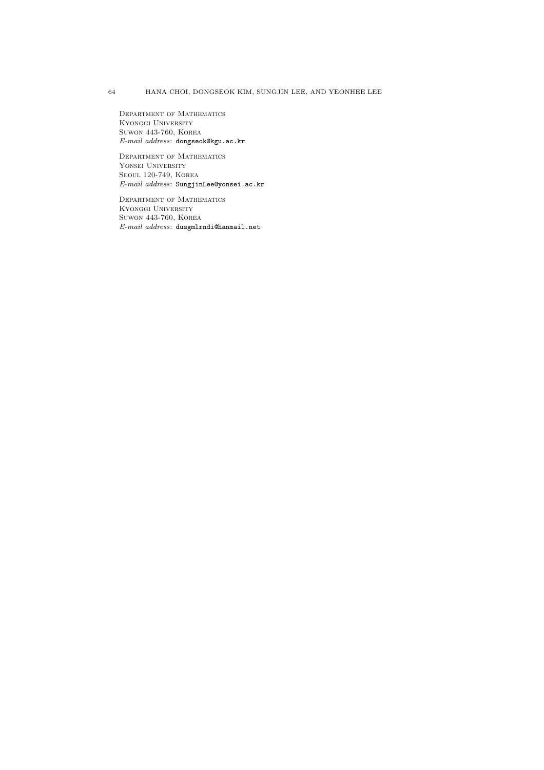Department of Mathematics
Kyonggi University
Suwon 443-760, Korea
*E-mail address*: dongseok@kgu.ac.kr

Department of Mathematics
Yonsei University
Seoul 120-749, Korea
*E-mail address*: SungjinLee@yonsei.ac.kr

Department of Mathematics
Kyonggi University
Suwon 443-760, Korea
*E-mail address*: dusgmlrndi@hanmail.net